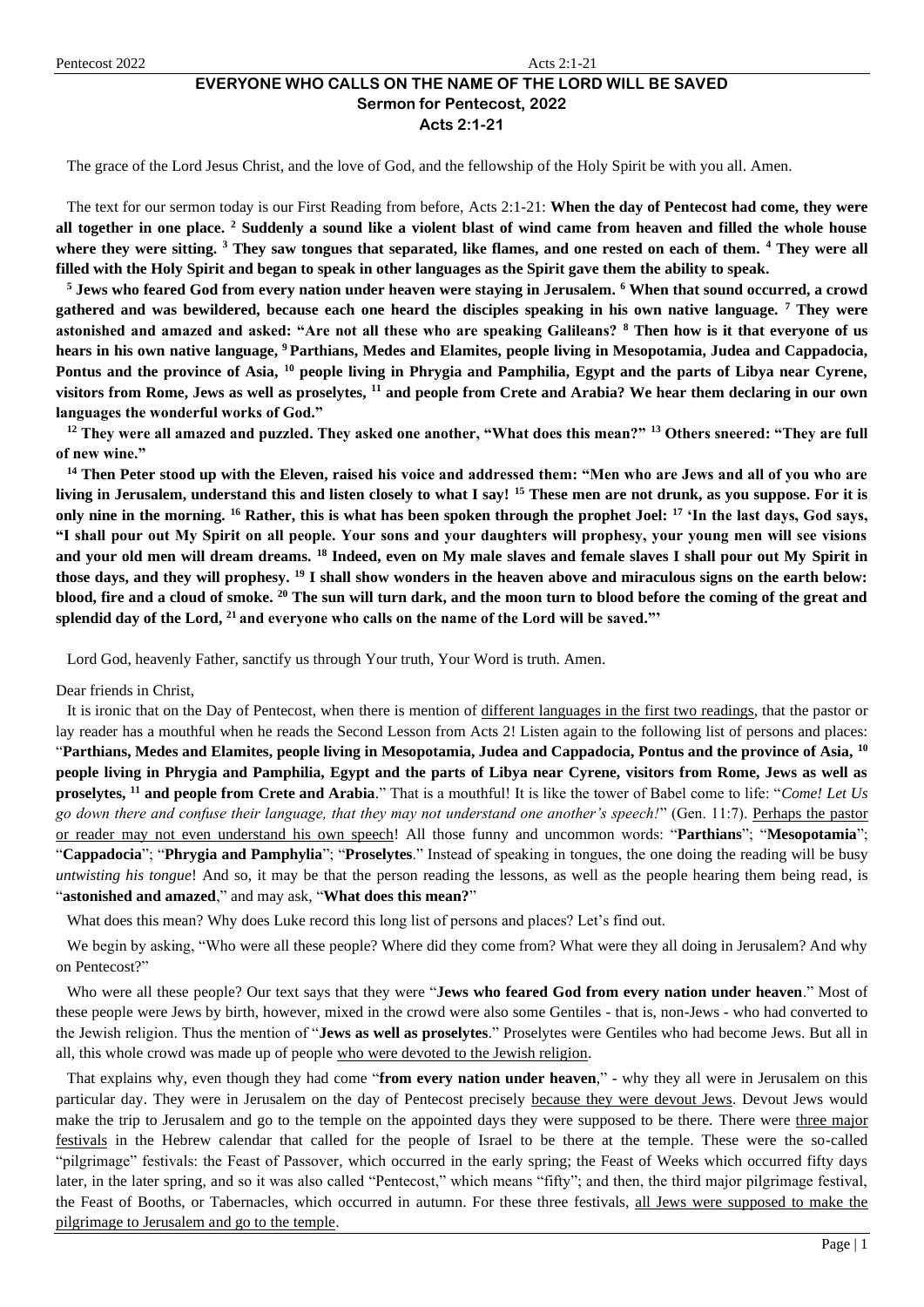# EVERYONE WHO CALLS ON THE NAME OF THE LORD WILL BE SAVED
## Sermon for Pentecost, 2022
## Acts 2:1-21

The grace of the Lord Jesus Christ, and the love of God, and the fellowship of the Holy Spirit be with you all. Amen.

The text for our sermon today is our First Reading from before, Acts 2:1-21: **When the day of Pentecost had come, they were all together in one place. [2] Suddenly a sound like a violent blast of wind came from heaven and filled the whole house where they were sitting. [3] They saw tongues that separated, like flames, and one rested on each of them. [4] They were all filled with the Holy Spirit and began to speak in other languages as the Spirit gave them the ability to speak.**

**[5] Jews who feared God from every nation under heaven were staying in Jerusalem. [6] When that sound occurred, a crowd gathered and was bewildered, because each one heard the disciples speaking in his own native language. [7] They were astonished and amazed and asked: "Are not all these who are speaking Galileans? [8] Then how is it that everyone of us hears in his own native language, [9] Parthians, Medes and Elamites, people living in Mesopotamia, Judea and Cappadocia, Pontus and the province of Asia, [10] people living in Phrygia and Pamphilia, Egypt and the parts of Libya near Cyrene, visitors from Rome, Jews as well as proselytes, [11] and people from Crete and Arabia? We hear them declaring in our own languages the wonderful works of God."**

**[12] They were all amazed and puzzled. They asked one another, "What does this mean?" [13] Others sneered: "They are full of new wine."**

**[14] Then Peter stood up with the Eleven, raised his voice and addressed them: "Men who are Jews and all of you who are living in Jerusalem, understand this and listen closely to what I say! [15] These men are not drunk, as you suppose. For it is only nine in the morning. [16] Rather, this is what has been spoken through the prophet Joel: [17] 'In the last days, God says, "I shall pour out My Spirit on all people. Your sons and your daughters will prophesy, your young men will see visions and your old men will dream dreams. [18] Indeed, even on My male slaves and female slaves I shall pour out My Spirit in those days, and they will prophesy. [19] I shall show wonders in the heaven above and miraculous signs on the earth below: blood, fire and a cloud of smoke. [20] The sun will turn dark, and the moon turn to blood before the coming of the great and splendid day of the Lord, [21] and everyone who calls on the name of the Lord will be saved."'**

Lord God, heavenly Father, sanctify us through Your truth, Your Word is truth. Amen.

Dear friends in Christ,

It is ironic that on the Day of Pentecost, when there is mention of <u>different languages in the first two readings</u>, that the pastor or lay reader has a mouthful when he reads the Second Lesson from Acts 2! Listen again to the following list of persons and places: "**Parthians, Medes and Elamites, people living in Mesopotamia, Judea and Cappadocia, Pontus and the province of Asia, [10] people living in Phrygia and Pamphilia, Egypt and the parts of Libya near Cyrene, visitors from Rome, Jews as well as proselytes, [11] and people from Crete and Arabia**." That is a mouthful! It is like the tower of Babel come to life: "*Come! Let Us go down there and confuse their language, that they may not understand one another's speech!*" (Gen. 11:7). <u>Perhaps the pastor or reader may not even understand his own speech</u>! All those funny and uncommon words: "**Parthians**"; "**Mesopotamia**"; "**Cappadocia**"; "**Phrygia and Pamphylia**"; "**Proselytes**." Instead of speaking in tongues, the one doing the reading will be busy *untwisting his tongue*! And so, it may be that the person reading the lessons, as well as the people hearing them being read, is "**astonished and amazed**," and may ask, "**What does this mean?**"

What does this mean? Why does Luke record this long list of persons and places? Let's find out.

We begin by asking, "Who were all these people? Where did they come from? What were they all doing in Jerusalem? And why on Pentecost?"

Who were all these people? Our text says that they were "**Jews who feared God from every nation under heaven**." Most of these people were Jews by birth, however, mixed in the crowd were also some Gentiles - that is, non-Jews - who had converted to the Jewish religion. Thus the mention of "**Jews as well as proselytes**." Proselytes were Gentiles who had become Jews. But all in all, this whole crowd was made up of people <u>who were devoted to the Jewish religion</u>.

That explains why, even though they had come "**from every nation under heaven**," - why they all were in Jerusalem on this particular day. They were in Jerusalem on the day of Pentecost precisely <u>because they were devout Jews</u>. Devout Jews would make the trip to Jerusalem and go to the temple on the appointed days they were supposed to be there. There were <u>three major festivals</u> in the Hebrew calendar that called for the people of Israel to be there at the temple. These were the so-called "pilgrimage" festivals: the Feast of Passover, which occurred in the early spring; the Feast of Weeks which occurred fifty days later, in the later spring, and so it was also called "Pentecost," which means "fifty"; and then, the third major pilgrimage festival, the Feast of Booths, or Tabernacles, which occurred in autumn. For these three festivals, <u>all Jews were supposed to make the pilgrimage to Jerusalem and go to the temple</u>.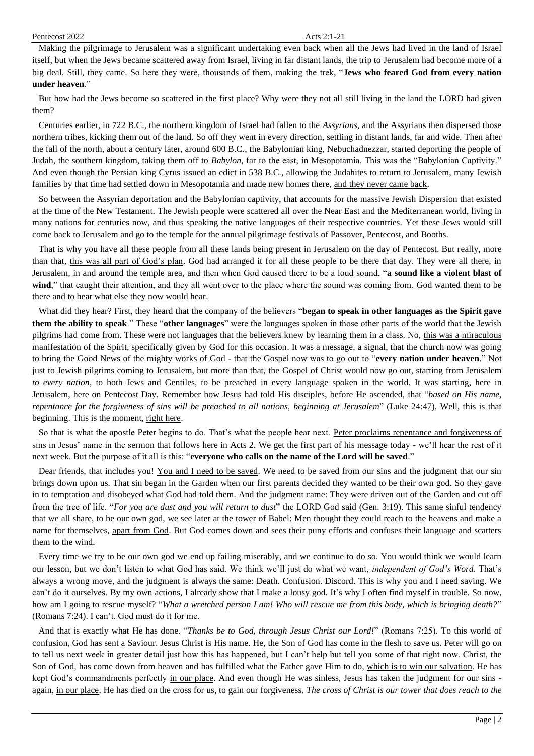Making the pilgrimage to Jerusalem was a significant undertaking even back when all the Jews had lived in the land of Israel itself, but when the Jews became scattered away from Israel, living in far distant lands, the trip to Jerusalem had become more of a big deal. Still, they came. So here they were, thousands of them, making the trek, "**Jews who feared God from every nation under heaven**."

But how had the Jews become so scattered in the first place? Why were they not all still living in the land the LORD had given them?

Centuries earlier, in 722 B.C., the northern kingdom of Israel had fallen to the *Assyrians*, and the Assyrians then dispersed those northern tribes, kicking them out of the land. So off they went in every direction, settling in distant lands, far and wide. Then after the fall of the north, about a century later, around 600 B.C., the Babylonian king, Nebuchadnezzar, started deporting the people of Judah, the southern kingdom, taking them off to *Babylon*, far to the east, in Mesopotamia. This was the "Babylonian Captivity." And even though the Persian king Cyrus issued an edict in 538 B.C., allowing the Judahites to return to Jerusalem, many Jewish families by that time had settled down in Mesopotamia and made new homes there, <u>and they never came back</u>.

So between the Assyrian deportation and the Babylonian captivity, that accounts for the massive Jewish Dispersion that existed at the time of the New Testament. <u>The Jewish people were scattered all over the Near East and the Mediterranean world</u>, living in many nations for centuries now, and thus speaking the native languages of their respective countries. Yet these Jews would still come back to Jerusalem and go to the temple for the annual pilgrimage festivals of Passover, Pentecost, and Booths.

That is why you have all these people from all these lands being present in Jerusalem on the day of Pentecost. But really, more than that, <u>this was all part of God's plan</u>. God had arranged it for all these people to be there that day. They were all there, in Jerusalem, in and around the temple area, and then when God caused there to be a loud sound, "**a sound like a violent blast of wind**," that caught their attention, and they all went over to the place where the sound was coming from. <u>God wanted them to be there and to hear what else they now would hear</u>.

What did they hear? First, they heard that the company of the believers "**began to speak in other languages as the Spirit gave them the ability to speak**." These "**other languages**" were the languages spoken in those other parts of the world that the Jewish pilgrims had come from. These were not languages that the believers knew by learning them in a class. No, <u>this was a miraculous manifestation of the Spirit, specifically given by God for this occasion</u>. It was a message, a signal, that the church now was going to bring the Good News of the mighty works of God - that the Gospel now was to go out to "**every nation under heaven**." Not just to Jewish pilgrims coming to Jerusalem, but more than that, the Gospel of Christ would now go out, starting from Jerusalem *to every nation*, to both Jews and Gentiles, to be preached in every language spoken in the world. It was starting, here in Jerusalem, here on Pentecost Day. Remember how Jesus had told His disciples, before He ascended, that "*based on His name, repentance for the forgiveness of sins will be preached to all nations, beginning at Jerusalem*" (Luke 24:47). Well, this is that beginning. This is the moment, <u>right here</u>.

So that is what the apostle Peter begins to do. That's what the people hear next. <u>Peter proclaims repentance and forgiveness of sins in Jesus' name in the sermon that follows here in Acts 2</u>. We get the first part of his message today - we'll hear the rest of it next week. But the purpose of it all is this: "**everyone who calls on the name of the Lord will be saved**."

Dear friends, that includes you! <u>You and I need to be saved</u>. We need to be saved from our sins and the judgment that our sin brings down upon us. That sin began in the Garden when our first parents decided they wanted to be their own god. <u>So they gave in to temptation and disobeyed what God had told them</u>. And the judgment came: They were driven out of the Garden and cut off from the tree of life. "*For you are dust and you will return to dust*" the LORD God said (Gen. 3:19). This same sinful tendency that we all share, to be our own god, <u>we see later at the tower of Babel</u>: Men thought they could reach to the heavens and make a name for themselves, <u>apart from God</u>. But God comes down and sees their puny efforts and confuses their language and scatters them to the wind.

Every time we try to be our own god we end up failing miserably, and we continue to do so. You would think we would learn our lesson, but we don't listen to what God has said. We think we'll just do what we want, *independent of God's Word*. That's always a wrong move, and the judgment is always the same: <u>Death. Confusion. Discord</u>. This is why you and I need saving. We can't do it ourselves. By my own actions, I already show that I make a lousy god. It's why I often find myself in trouble. So now, how am I going to rescue myself? "*What a wretched person I am! Who will rescue me from this body, which is bringing death?*" (Romans 7:24). I can't. God must do it for me.

And that is exactly what He has done. "*Thanks be to God, through Jesus Christ our Lord!*" (Romans 7:25). To this world of confusion, God has sent a Saviour. Jesus Christ is His name. He, the Son of God has come in the flesh to save us. Peter will go on to tell us next week in greater detail just how this has happened, but I can't help but tell you some of that right now. Christ, the Son of God, has come down from heaven and has fulfilled what the Father gave Him to do, <u>which is to win our salvation</u>. He has kept God's commandments perfectly <u>in our place</u>. And even though He was sinless, Jesus has taken the judgment for our sins - again, <u>in our place</u>. He has died on the cross for us, to gain our forgiveness. *The cross of Christ is our tower that does reach to the*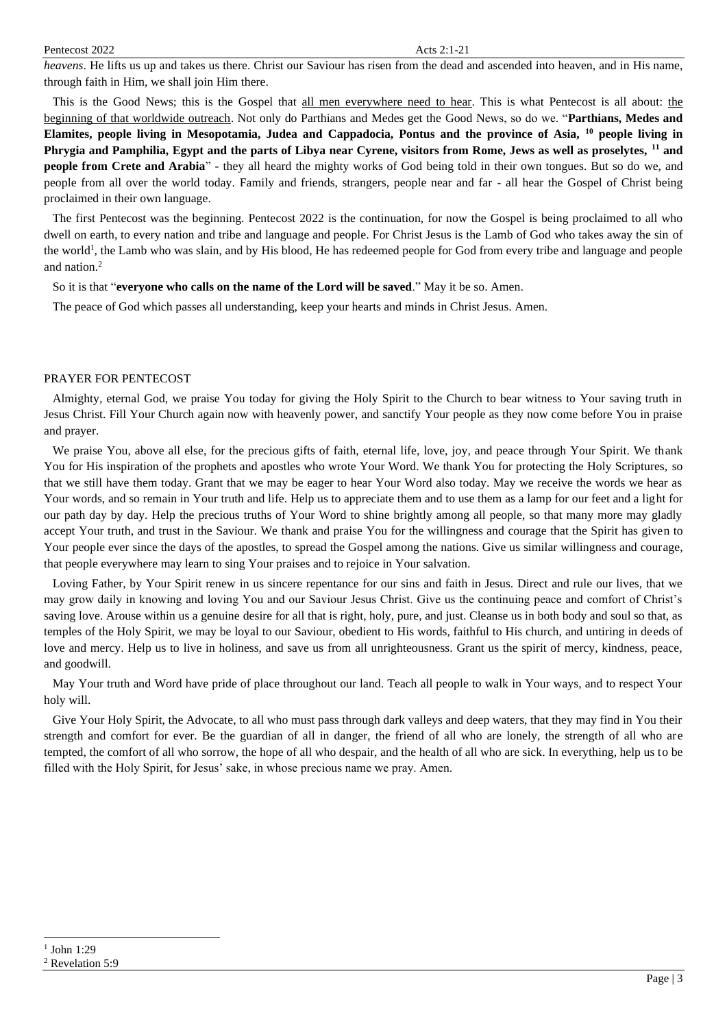*heavens*. He lifts us up and takes us there. Christ our Saviour has risen from the dead and ascended into heaven, and in His name, through faith in Him, we shall join Him there.

This is the Good News; this is the Gospel that <u>all men everywhere need to hear</u>. This is what Pentecost is all about: <u>the beginning of that worldwide outreach</u>. Not only do Parthians and Medes get the Good News, so do we. "**Parthians, Medes and Elamites, people living in Mesopotamia, Judea and Cappadocia, Pontus and the province of Asia, [10] people living in Phrygia and Pamphilia, Egypt and the parts of Libya near Cyrene, visitors from Rome, Jews as well as proselytes, [11] and people from Crete and Arabia**" - they all heard the mighty works of God being told in their own tongues. But so do we, and people from all over the world today. Family and friends, strangers, people near and far - all hear the Gospel of Christ being proclaimed in their own language.

The first Pentecost was the beginning. Pentecost 2022 is the continuation, for now the Gospel is being proclaimed to all who dwell on earth, to every nation and tribe and language and people. For Christ Jesus is the Lamb of God who takes away the sin of the world[1], the Lamb who was slain, and by His blood, He has redeemed people for God from every tribe and language and people and nation.[2]

So it is that "**everyone who calls on the name of the Lord will be saved**." May it be so. Amen.

The peace of God which passes all understanding, keep your hearts and minds in Christ Jesus. Amen.

PRAYER FOR PENTECOST

Almighty, eternal God, we praise You today for giving the Holy Spirit to the Church to bear witness to Your saving truth in Jesus Christ. Fill Your Church again now with heavenly power, and sanctify Your people as they now come before You in praise and prayer.

We praise You, above all else, for the precious gifts of faith, eternal life, love, joy, and peace through Your Spirit. We thank You for His inspiration of the prophets and apostles who wrote Your Word. We thank You for protecting the Holy Scriptures, so that we still have them today. Grant that we may be eager to hear Your Word also today. May we receive the words we hear as Your words, and so remain in Your truth and life. Help us to appreciate them and to use them as a lamp for our feet and a light for our path day by day. Help the precious truths of Your Word to shine brightly among all people, so that many more may gladly accept Your truth, and trust in the Saviour. We thank and praise You for the willingness and courage that the Spirit has given to Your people ever since the days of the apostles, to spread the Gospel among the nations. Give us similar willingness and courage, that people everywhere may learn to sing Your praises and to rejoice in Your salvation.

Loving Father, by Your Spirit renew in us sincere repentance for our sins and faith in Jesus. Direct and rule our lives, that we may grow daily in knowing and loving You and our Saviour Jesus Christ. Give us the continuing peace and comfort of Christ's saving love. Arouse within us a genuine desire for all that is right, holy, pure, and just. Cleanse us in both body and soul so that, as temples of the Holy Spirit, we may be loyal to our Saviour, obedient to His words, faithful to His church, and untiring in deeds of love and mercy. Help us to live in holiness, and save us from all unrighteousness. Grant us the spirit of mercy, kindness, peace, and goodwill.

May Your truth and Word have pride of place throughout our land. Teach all people to walk in Your ways, and to respect Your holy will.

Give Your Holy Spirit, the Advocate, to all who must pass through dark valleys and deep waters, that they may find in You their strength and comfort for ever. Be the guardian of all in danger, the friend of all who are lonely, the strength of all who are tempted, the comfort of all who sorrow, the hope of all who despair, and the health of all who are sick. In everything, help us to be filled with the Holy Spirit, for Jesus' sake, in whose precious name we pray. Amen.

---

[1] John 1:29

[2] Revelation 5:9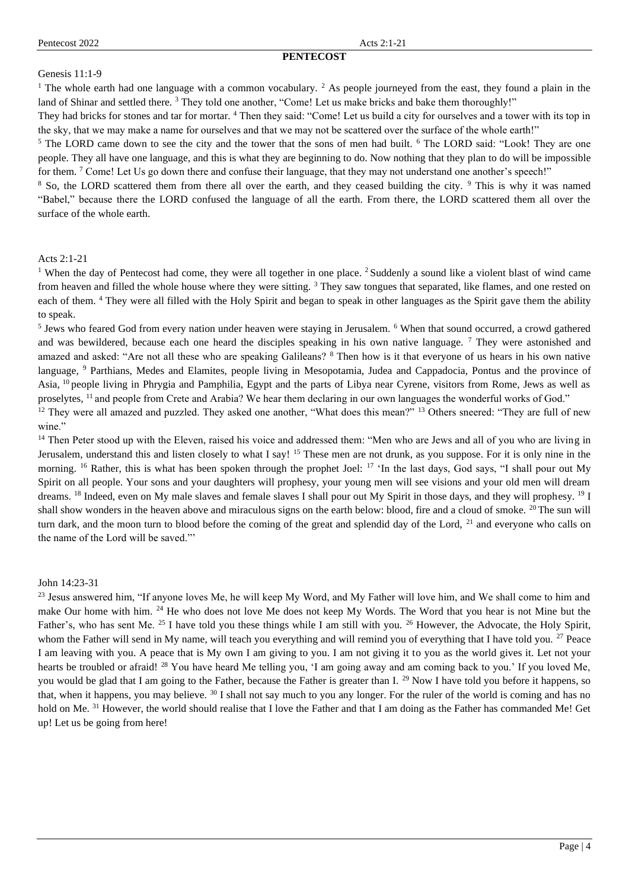# PENTECOST

Genesis 11:1-9

[1] The whole earth had one language with a common vocabulary. [2] As people journeyed from the east, they found a plain in the land of Shinar and settled there. [3] They told one another, "Come! Let us make bricks and bake them thoroughly!"

They had bricks for stones and tar for mortar. [4] Then they said: "Come! Let us build a city for ourselves and a tower with its top in the sky, that we may make a name for ourselves and that we may not be scattered over the surface of the whole earth!"

[5] The LORD came down to see the city and the tower that the sons of men had built. [6] The LORD said: "Look! They are one people. They all have one language, and this is what they are beginning to do. Now nothing that they plan to do will be impossible for them. [7] Come! Let Us go down there and confuse their language, that they may not understand one another's speech!"

[8] So, the LORD scattered them from there all over the earth, and they ceased building the city. [9] This is why it was named "Babel," because there the LORD confused the language of all the earth. From there, the LORD scattered them all over the surface of the whole earth.

Acts 2:1-21

[1] When the day of Pentecost had come, they were all together in one place. [2] Suddenly a sound like a violent blast of wind came from heaven and filled the whole house where they were sitting. [3] They saw tongues that separated, like flames, and one rested on each of them. [4] They were all filled with the Holy Spirit and began to speak in other languages as the Spirit gave them the ability to speak.

[5] Jews who feared God from every nation under heaven were staying in Jerusalem. [6] When that sound occurred, a crowd gathered and was bewildered, because each one heard the disciples speaking in his own native language. [7] They were astonished and amazed and asked: "Are not all these who are speaking Galileans? [8] Then how is it that everyone of us hears in his own native language, [9] Parthians, Medes and Elamites, people living in Mesopotamia, Judea and Cappadocia, Pontus and the province of Asia, [10] people living in Phrygia and Pamphilia, Egypt and the parts of Libya near Cyrene, visitors from Rome, Jews as well as proselytes, [11] and people from Crete and Arabia? We hear them declaring in our own languages the wonderful works of God."

[12] They were all amazed and puzzled. They asked one another, "What does this mean?" [13] Others sneered: "They are full of new wine."

[14] Then Peter stood up with the Eleven, raised his voice and addressed them: "Men who are Jews and all of you who are living in Jerusalem, understand this and listen closely to what I say! [15] These men are not drunk, as you suppose. For it is only nine in the morning. [16] Rather, this is what has been spoken through the prophet Joel: [17] 'In the last days, God says, "I shall pour out My Spirit on all people. Your sons and your daughters will prophesy, your young men will see visions and your old men will dream dreams. [18] Indeed, even on My male slaves and female slaves I shall pour out My Spirit in those days, and they will prophesy. [19] I shall show wonders in the heaven above and miraculous signs on the earth below: blood, fire and a cloud of smoke. [20] The sun will turn dark, and the moon turn to blood before the coming of the great and splendid day of the Lord, [21] and everyone who calls on the name of the Lord will be saved."'

John 14:23-31

[23] Jesus answered him, "If anyone loves Me, he will keep My Word, and My Father will love him, and We shall come to him and make Our home with him. [24] He who does not love Me does not keep My Words. The Word that you hear is not Mine but the Father's, who has sent Me. [25] I have told you these things while I am still with you. [26] However, the Advocate, the Holy Spirit, whom the Father will send in My name, will teach you everything and will remind you of everything that I have told you. [27] Peace I am leaving with you. A peace that is My own I am giving to you. I am not giving it to you as the world gives it. Let not your hearts be troubled or afraid! [28] You have heard Me telling you, 'I am going away and am coming back to you.' If you loved Me, you would be glad that I am going to the Father, because the Father is greater than I. [29] Now I have told you before it happens, so that, when it happens, you may believe. [30] I shall not say much to you any longer. For the ruler of the world is coming and has no hold on Me. [31] However, the world should realise that I love the Father and that I am doing as the Father has commanded Me! Get up! Let us be going from here!